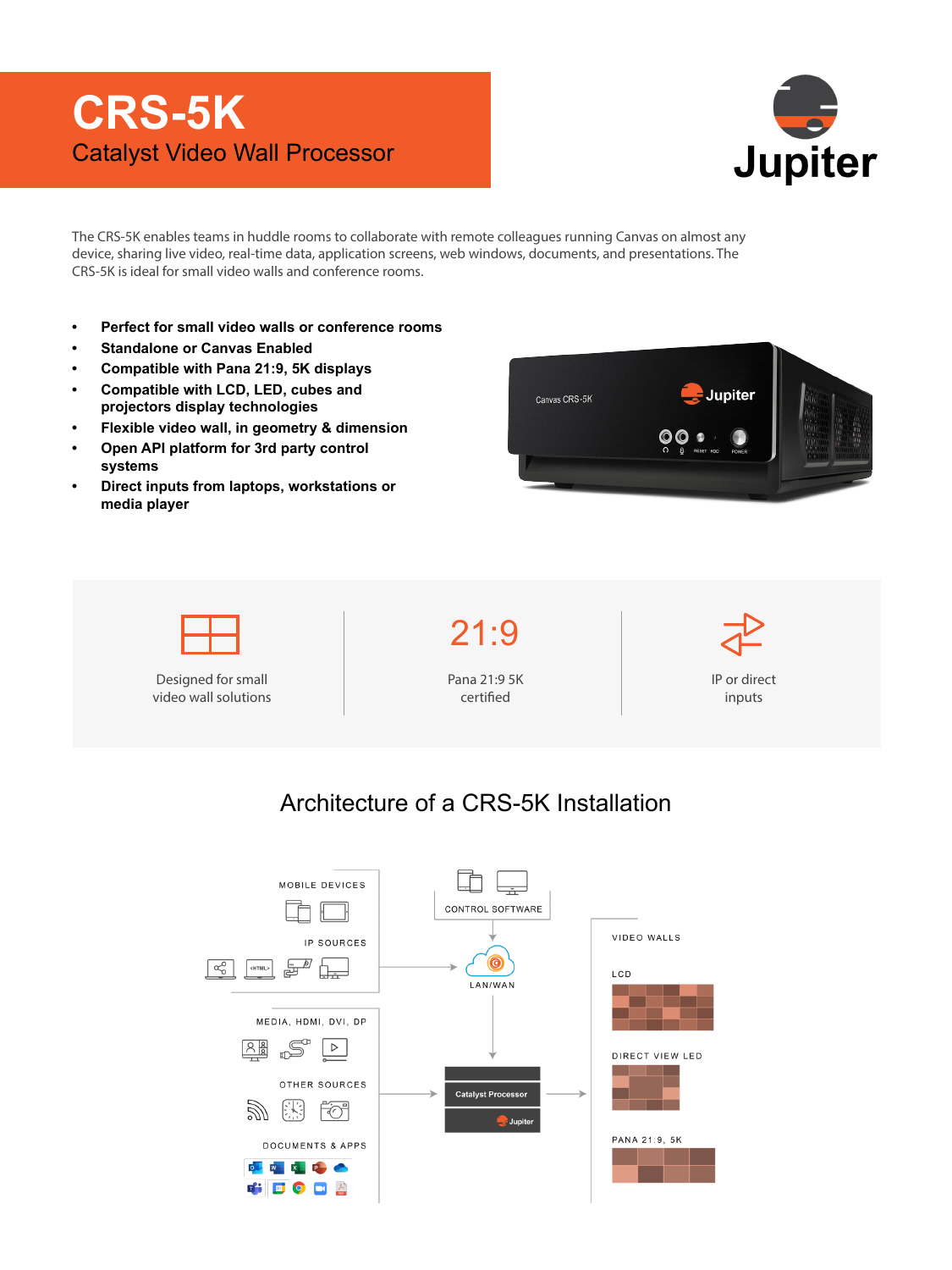# CRS-5K

## Catalyst Video Wall Processor

Jupiter

The CRS-5K enables teams in huddle rooms to collaborate with remote colleagues running Canvas on almost any device, sharing live video, real-time data, application screens, web windows, documents, and presentations. The CRS-5K is ideal for small video walls and conference rooms.

- **Perfect for small video walls or conference rooms**
- **Standalone or Canvas Enabled**
- **Compatible with Pana 21:9, 5K displays**
- **Compatible with LCD, LED, cubes and projectors display technologies**
- **Flexible video wall, in geometry & dimension**
- **Open API platform for 3rd party control systems**
- **Direct inputs from laptops, workstations or media player**

Designed for small video wall solutions

21:9
Pana 21:9 5K certified

IP or direct inputs

## Architecture of a CRS-5K Installation

MOBILE DEVICES

IP SOURCES

CONTROL SOFTWARE

LAN/WAN

MEDIA, HDMI, DVI, DP

OTHER SOURCES

DOCUMENTS & APPS

Catalyst Processor

Jupiter

VIDEO WALLS

LCD

DIRECT VIEW LED

PANA 21:9, 5K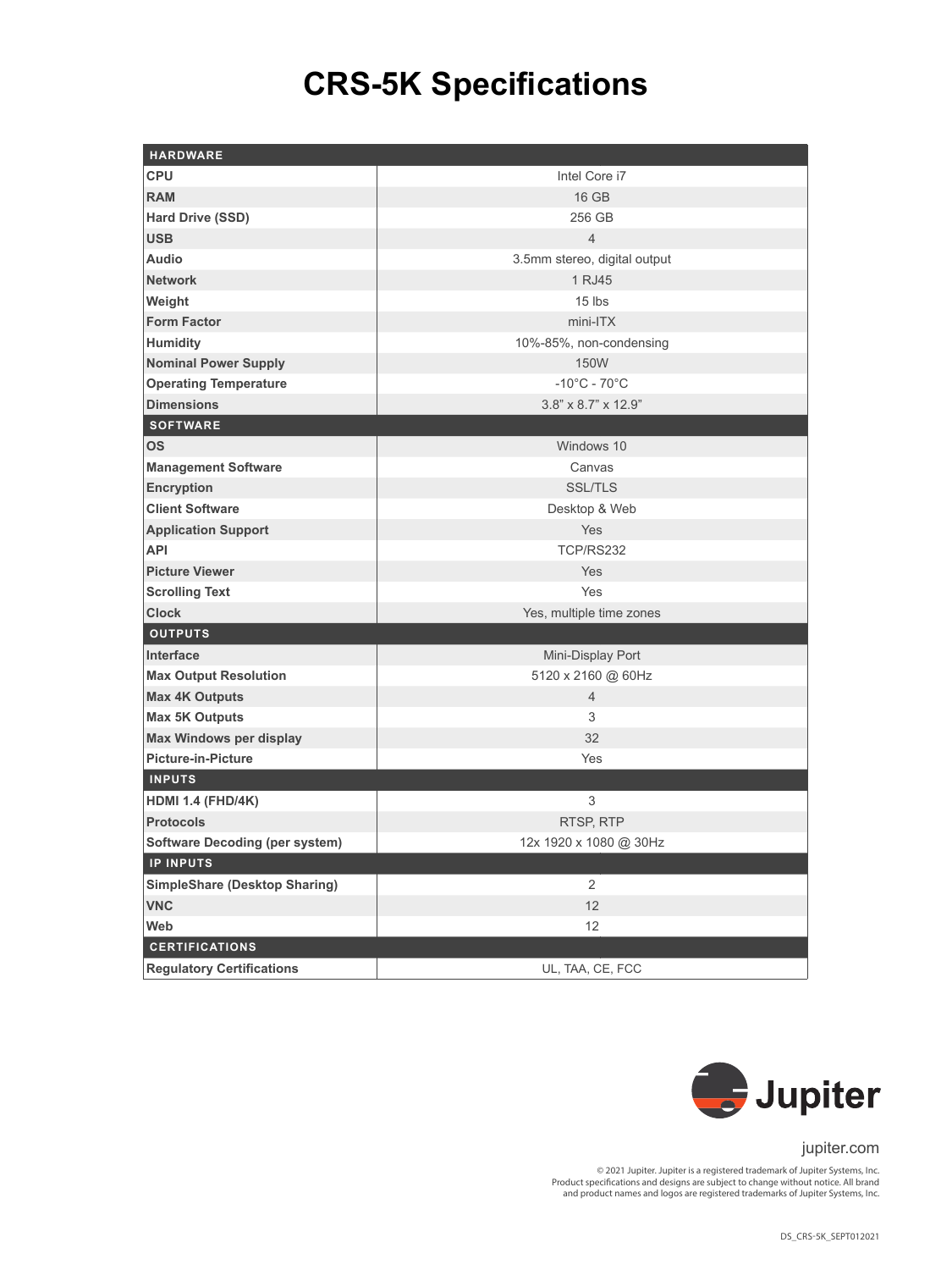# CRS-5K Specifications

| | |
|---|---|
| **HARDWARE** | |
| **CPU** | Intel Core i7 |
| **RAM** | 16 GB |
| **Hard Drive (SSD)** | 256 GB |
| **USB** | 4 |
| **Audio** | 3.5mm stereo, digital output |
| **Network** | 1 RJ45 |
| **Weight** | 15 lbs |
| **Form Factor** | mini-ITX |
| **Humidity** | 10%-85%, non-condensing |
| **Nominal Power Supply** | 150W |
| **Operating Temperature** | -10°C - 70°C |
| **Dimensions** | 3.8" x 8.7" x 12.9" |
| **SOFTWARE** | |
| **OS** | Windows 10 |
| **Management Software** | Canvas |
| **Encryption** | SSL/TLS |
| **Client Software** | Desktop & Web |
| **Application Support** | Yes |
| **API** | TCP/RS232 |
| **Picture Viewer** | Yes |
| **Scrolling Text** | Yes |
| **Clock** | Yes, multiple time zones |
| **OUTPUTS** | |
| **Interface** | Mini-Display Port |
| **Max Output Resolution** | 5120 x 2160 @ 60Hz |
| **Max 4K Outputs** | 4 |
| **Max 5K Outputs** | 3 |
| **Max Windows per display** | 32 |
| **Picture-in-Picture** | Yes |
| **INPUTS** | |
| **HDMI 1.4 (FHD/4K)** | 3 |
| **Protocols** | RTSP, RTP |
| **Software Decoding (per system)** | 12x 1920 x 1080 @ 30Hz |
| **IP INPUTS** | |
| **SimpleShare (Desktop Sharing)** | 2 |
| **VNC** | 12 |
| **Web** | 12 |
| **CERTIFICATIONS** | |
| **Regulatory Certifications** | UL, TAA, CE, FCC |

Jupiter

jupiter.com

© 2021 Jupiter. Jupiter is a registered trademark of Jupiter Systems, Inc.
Product specifications and designs are subject to change without notice. All brand and product names and logos are registered trademarks of Jupiter Systems, Inc.

DS_CRS-5K_SEPT012021